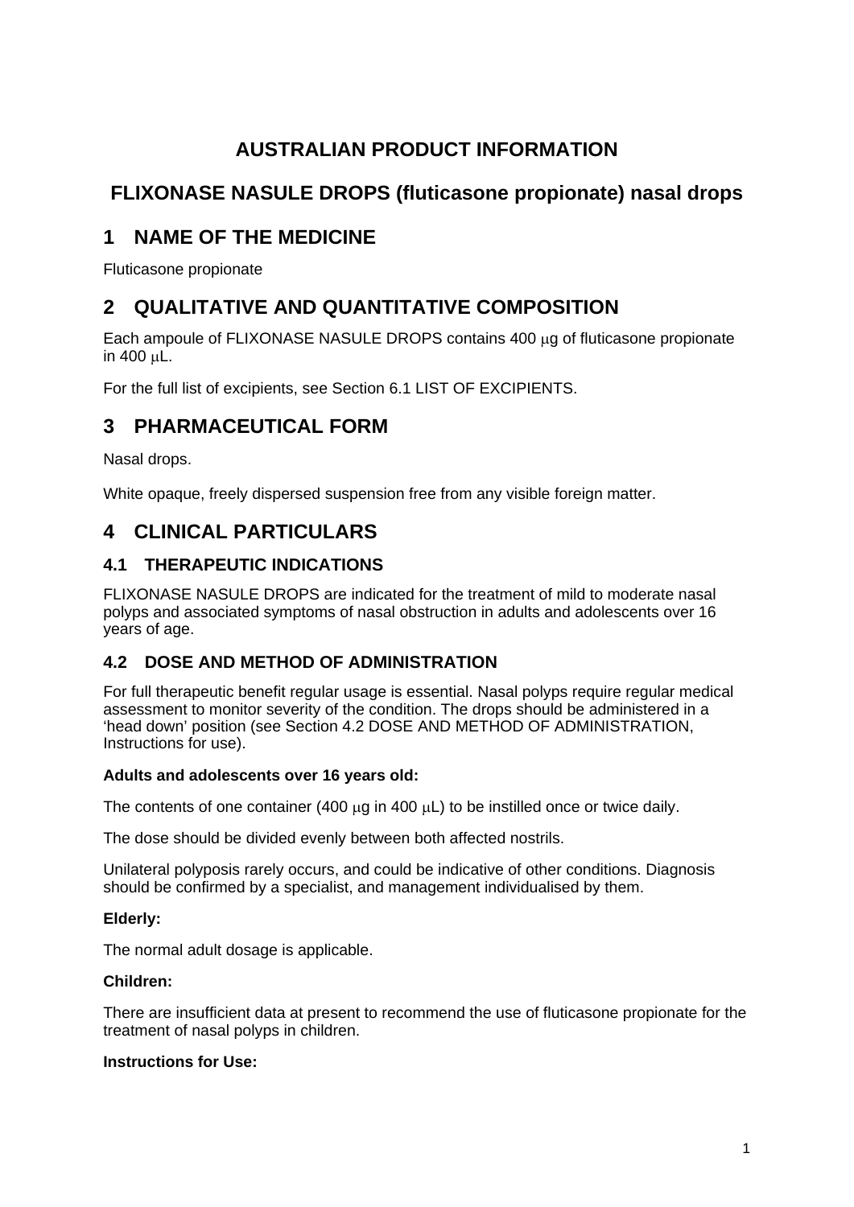# AUSTRALIAN PRODUCT INFORMATION

# FLIXONASE NASULE DROPS (fluticasone propionate) nasal drops

## 1 NAME OF THE MEDICINE

Fluticasone propionate

## 2 QUALITATIVE AND QUANTITATIVE COMPOSITION

Each ampoule of FLIXONASE NASULE DROPS contains 400 μg of fluticasone propionate in 400 μL.

For the full list of excipients, see Section 6.1 LIST OF EXCIPIENTS.

## 3 PHARMACEUTICAL FORM

Nasal drops.

White opaque, freely dispersed suspension free from any visible foreign matter.

## 4 CLINICAL PARTICULARS

### 4.1 THERAPEUTIC INDICATIONS

FLIXONASE NASULE DROPS are indicated for the treatment of mild to moderate nasal polyps and associated symptoms of nasal obstruction in adults and adolescents over 16 years of age.

### 4.2 DOSE AND METHOD OF ADMINISTRATION

For full therapeutic benefit regular usage is essential. Nasal polyps require regular medical assessment to monitor severity of the condition. The drops should be administered in a 'head down' position (see Section 4.2 DOSE AND METHOD OF ADMINISTRATION, Instructions for use).

**Adults and adolescents over 16 years old:**

The contents of one container (400 μg in 400 μL) to be instilled once or twice daily.

The dose should be divided evenly between both affected nostrils.

Unilateral polyposis rarely occurs, and could be indicative of other conditions. Diagnosis should be confirmed by a specialist, and management individualised by them.

**Elderly:**

The normal adult dosage is applicable.

**Children:**

There are insufficient data at present to recommend the use of fluticasone propionate for the treatment of nasal polyps in children.

**Instructions for Use:**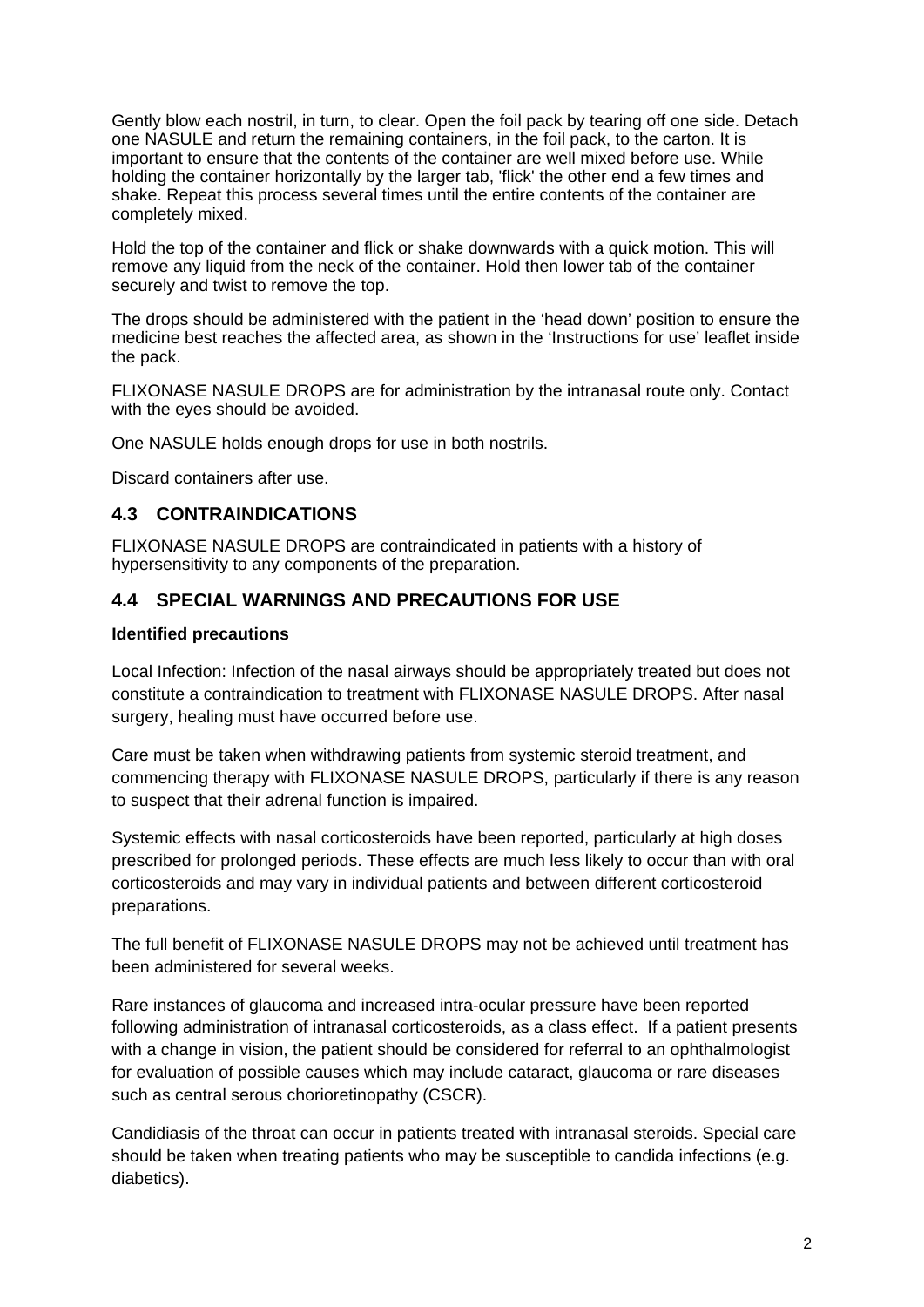Gently blow each nostril, in turn, to clear. Open the foil pack by tearing off one side. Detach one NASULE and return the remaining containers, in the foil pack, to the carton. It is important to ensure that the contents of the container are well mixed before use. While holding the container horizontally by the larger tab, 'flick' the other end a few times and shake. Repeat this process several times until the entire contents of the container are completely mixed.

Hold the top of the container and flick or shake downwards with a quick motion. This will remove any liquid from the neck of the container. Hold then lower tab of the container securely and twist to remove the top.

The drops should be administered with the patient in the 'head down' position to ensure the medicine best reaches the affected area, as shown in the 'Instructions for use' leaflet inside the pack.

FLIXONASE NASULE DROPS are for administration by the intranasal route only. Contact with the eyes should be avoided.

One NASULE holds enough drops for use in both nostrils.

Discard containers after use.

## 4.3 CONTRAINDICATIONS

FLIXONASE NASULE DROPS are contraindicated in patients with a history of hypersensitivity to any components of the preparation.

## 4.4 SPECIAL WARNINGS AND PRECAUTIONS FOR USE

**Identified precautions**

Local Infection: Infection of the nasal airways should be appropriately treated but does not constitute a contraindication to treatment with FLIXONASE NASULE DROPS. After nasal surgery, healing must have occurred before use.

Care must be taken when withdrawing patients from systemic steroid treatment, and commencing therapy with FLIXONASE NASULE DROPS, particularly if there is any reason to suspect that their adrenal function is impaired.

Systemic effects with nasal corticosteroids have been reported, particularly at high doses prescribed for prolonged periods. These effects are much less likely to occur than with oral corticosteroids and may vary in individual patients and between different corticosteroid preparations.

The full benefit of FLIXONASE NASULE DROPS may not be achieved until treatment has been administered for several weeks.

Rare instances of glaucoma and increased intra-ocular pressure have been reported following administration of intranasal corticosteroids, as a class effect. If a patient presents with a change in vision, the patient should be considered for referral to an ophthalmologist for evaluation of possible causes which may include cataract, glaucoma or rare diseases such as central serous chorioretinopathy (CSCR).

Candidiasis of the throat can occur in patients treated with intranasal steroids. Special care should be taken when treating patients who may be susceptible to candida infections (e.g. diabetics).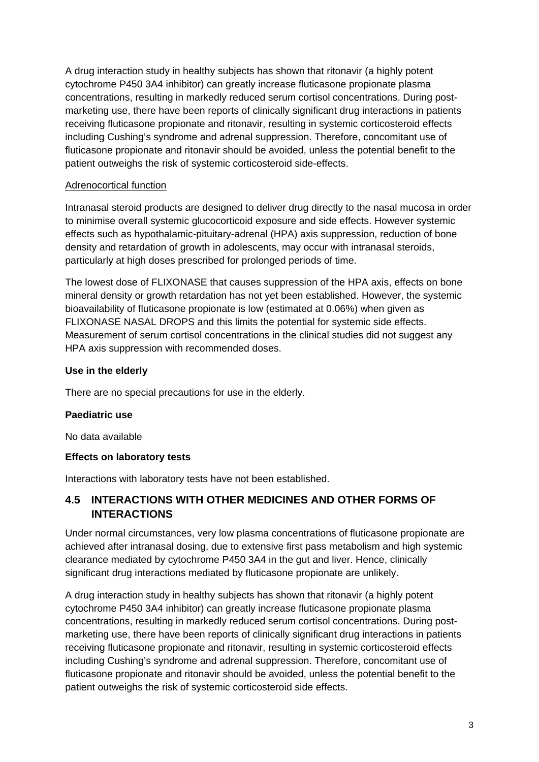A drug interaction study in healthy subjects has shown that ritonavir (a highly potent cytochrome P450 3A4 inhibitor) can greatly increase fluticasone propionate plasma concentrations, resulting in markedly reduced serum cortisol concentrations. During post-marketing use, there have been reports of clinically significant drug interactions in patients receiving fluticasone propionate and ritonavir, resulting in systemic corticosteroid effects including Cushing's syndrome and adrenal suppression. Therefore, concomitant use of fluticasone propionate and ritonavir should be avoided, unless the potential benefit to the patient outweighs the risk of systemic corticosteroid side-effects.

Adrenocortical function

Intranasal steroid products are designed to deliver drug directly to the nasal mucosa in order to minimise overall systemic glucocorticoid exposure and side effects. However systemic effects such as hypothalamic-pituitary-adrenal (HPA) axis suppression, reduction of bone density and retardation of growth in adolescents, may occur with intranasal steroids, particularly at high doses prescribed for prolonged periods of time.

The lowest dose of FLIXONASE that causes suppression of the HPA axis, effects on bone mineral density or growth retardation has not yet been established. However, the systemic bioavailability of fluticasone propionate is low (estimated at 0.06%) when given as FLIXONASE NASAL DROPS and this limits the potential for systemic side effects. Measurement of serum cortisol concentrations in the clinical studies did not suggest any HPA axis suppression with recommended doses.

**Use in the elderly**

There are no special precautions for use in the elderly.

**Paediatric use**

No data available

**Effects on laboratory tests**

Interactions with laboratory tests have not been established.

## 4.5 INTERACTIONS WITH OTHER MEDICINES AND OTHER FORMS OF INTERACTIONS

Under normal circumstances, very low plasma concentrations of fluticasone propionate are achieved after intranasal dosing, due to extensive first pass metabolism and high systemic clearance mediated by cytochrome P450 3A4 in the gut and liver. Hence, clinically significant drug interactions mediated by fluticasone propionate are unlikely.

A drug interaction study in healthy subjects has shown that ritonavir (a highly potent cytochrome P450 3A4 inhibitor) can greatly increase fluticasone propionate plasma concentrations, resulting in markedly reduced serum cortisol concentrations. During post-marketing use, there have been reports of clinically significant drug interactions in patients receiving fluticasone propionate and ritonavir, resulting in systemic corticosteroid effects including Cushing's syndrome and adrenal suppression. Therefore, concomitant use of fluticasone propionate and ritonavir should be avoided, unless the potential benefit to the patient outweighs the risk of systemic corticosteroid side effects.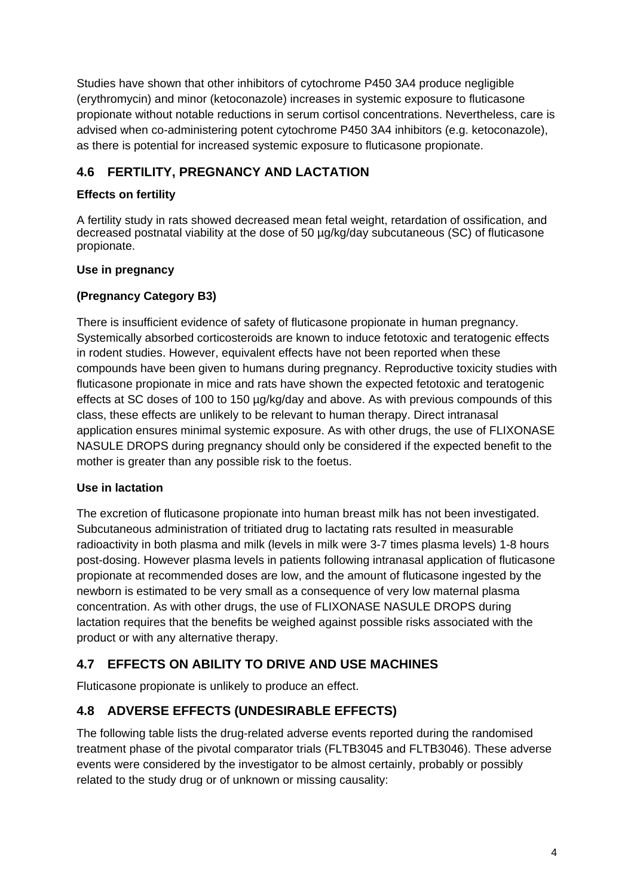Studies have shown that other inhibitors of cytochrome P450 3A4 produce negligible (erythromycin) and minor (ketoconazole) increases in systemic exposure to fluticasone propionate without notable reductions in serum cortisol concentrations. Nevertheless, care is advised when co-administering potent cytochrome P450 3A4 inhibitors (e.g. ketoconazole), as there is potential for increased systemic exposure to fluticasone propionate.

## 4.6 FERTILITY, PREGNANCY AND LACTATION

**Effects on fertility**

A fertility study in rats showed decreased mean fetal weight, retardation of ossification, and decreased postnatal viability at the dose of 50 µg/kg/day subcutaneous (SC) of fluticasone propionate.

**Use in pregnancy**

**(Pregnancy Category B3)**

There is insufficient evidence of safety of fluticasone propionate in human pregnancy. Systemically absorbed corticosteroids are known to induce fetotoxic and teratogenic effects in rodent studies. However, equivalent effects have not been reported when these compounds have been given to humans during pregnancy. Reproductive toxicity studies with fluticasone propionate in mice and rats have shown the expected fetotoxic and teratogenic effects at SC doses of 100 to 150 µg/kg/day and above. As with previous compounds of this class, these effects are unlikely to be relevant to human therapy. Direct intranasal application ensures minimal systemic exposure. As with other drugs, the use of FLIXONASE NASULE DROPS during pregnancy should only be considered if the expected benefit to the mother is greater than any possible risk to the foetus.

**Use in lactation**

The excretion of fluticasone propionate into human breast milk has not been investigated. Subcutaneous administration of tritiated drug to lactating rats resulted in measurable radioactivity in both plasma and milk (levels in milk were 3-7 times plasma levels) 1-8 hours post-dosing. However plasma levels in patients following intranasal application of fluticasone propionate at recommended doses are low, and the amount of fluticasone ingested by the newborn is estimated to be very small as a consequence of very low maternal plasma concentration. As with other drugs, the use of FLIXONASE NASULE DROPS during lactation requires that the benefits be weighed against possible risks associated with the product or with any alternative therapy.

## 4.7 EFFECTS ON ABILITY TO DRIVE AND USE MACHINES

Fluticasone propionate is unlikely to produce an effect.

## 4.8 ADVERSE EFFECTS (UNDESIRABLE EFFECTS)

The following table lists the drug-related adverse events reported during the randomised treatment phase of the pivotal comparator trials (FLTB3045 and FLTB3046). These adverse events were considered by the investigator to be almost certainly, probably or possibly related to the study drug or of unknown or missing causality: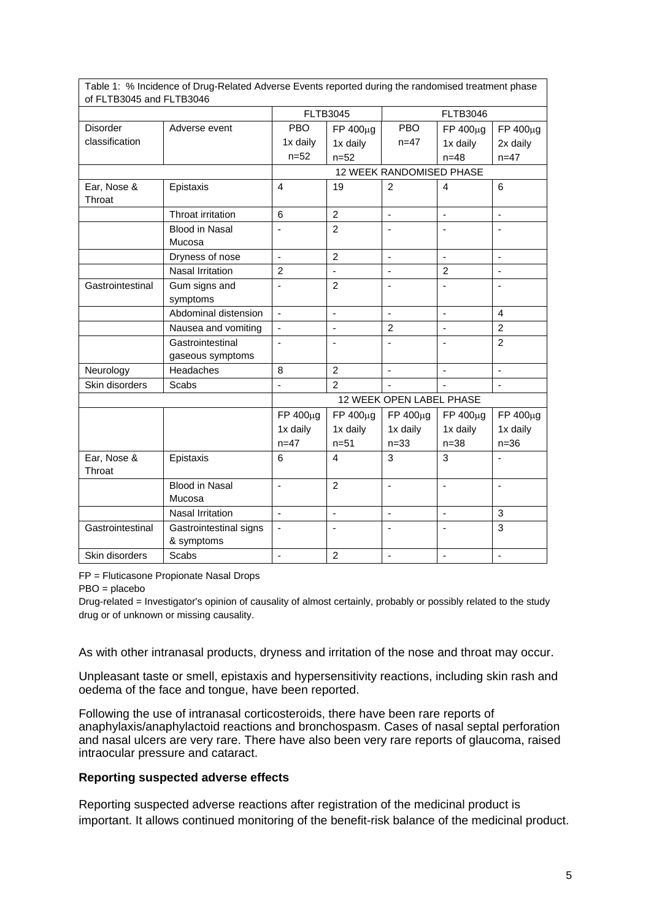Table 1: % Incidence of Drug-Related Adverse Events reported during the randomised treatment phase of FLTB3045 and FLTB3046

| | | FLTB3045 | | FLTB3046 | | |
|---|---|---|---|---|---|---|
| Disorder classification | Adverse event | PBO 1x daily n=52 | FP 400μg 1x daily n=52 | PBO n=47 | FP 400μg 1x daily n=48 | FP 400μg 2x daily n=47 |
| | | 12 WEEK RANDOMISED PHASE | | | | |
| Ear, Nose & Throat | Epistaxis | 4 | 19 | 2 | 4 | 6 |
| | Throat irritation | 6 | 2 | - | - | - |
| | Blood in Nasal Mucosa | - | 2 | - | - | - |
| | Dryness of nose | - | 2 | - | - | - |
| | Nasal Irritation | 2 | - | - | 2 | - |
| Gastrointestinal | Gum signs and symptoms | - | 2 | - | - | - |
| | Abdominal distension | - | - | - | - | 4 |
| | Nausea and vomiting | - | - | 2 | - | 2 |
| | Gastrointestinal gaseous symptoms | - | - | - | - | 2 |
| Neurology | Headaches | 8 | 2 | - | - | - |
| Skin disorders | Scabs | - | 2 | - | - | - |
| | | 12 WEEK OPEN LABEL PHASE | | | | |
| | | FP 400μg 1x daily n=47 | FP 400μg 1x daily n=51 | FP 400μg 1x daily n=33 | FP 400μg 1x daily n=38 | FP 400μg 1x daily n=36 |
| Ear, Nose & Throat | Epistaxis | 6 | 4 | 3 | 3 | - |
| | Blood in Nasal Mucosa | - | 2 | - | - | - |
| | Nasal Irritation | - | - | - | - | 3 |
| Gastrointestinal | Gastrointestinal signs & symptoms | - | - | - | - | 3 |
| Skin disorders | Scabs | - | 2 | - | - | - |

FP = Fluticasone Propionate Nasal Drops

PBO = placebo

Drug-related = Investigator's opinion of causality of almost certainly, probably or possibly related to the study drug or of unknown or missing causality.

As with other intranasal products, dryness and irritation of the nose and throat may occur.

Unpleasant taste or smell, epistaxis and hypersensitivity reactions, including skin rash and oedema of the face and tongue, have been reported.

Following the use of intranasal corticosteroids, there have been rare reports of anaphylaxis/anaphylactoid reactions and bronchospasm. Cases of nasal septal perforation and nasal ulcers are very rare. There have also been very rare reports of glaucoma, raised intraocular pressure and cataract.

**Reporting suspected adverse effects**

Reporting suspected adverse reactions after registration of the medicinal product is important. It allows continued monitoring of the benefit-risk balance of the medicinal product.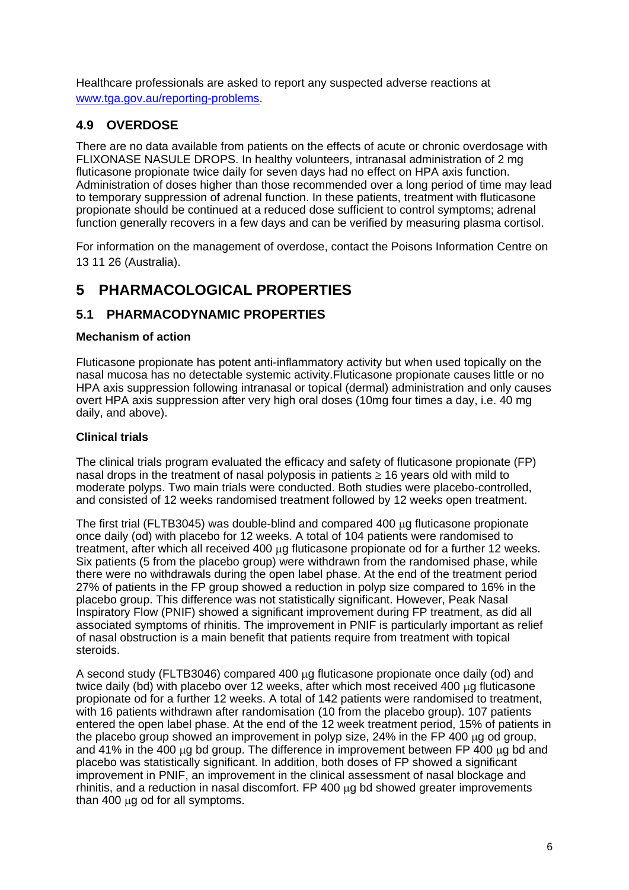Healthcare professionals are asked to report any suspected adverse reactions at [www.tga.gov.au/reporting-problems](http://www.tga.gov.au/reporting-problems).

## 4.9 OVERDOSE

There are no data available from patients on the effects of acute or chronic overdosage with FLIXONASE NASULE DROPS. In healthy volunteers, intranasal administration of 2 mg fluticasone propionate twice daily for seven days had no effect on HPA axis function. Administration of doses higher than those recommended over a long period of time may lead to temporary suppression of adrenal function. In these patients, treatment with fluticasone propionate should be continued at a reduced dose sufficient to control symptoms; adrenal function generally recovers in a few days and can be verified by measuring plasma cortisol.

For information on the management of overdose, contact the Poisons Information Centre on 13 11 26 (Australia).

# 5 PHARMACOLOGICAL PROPERTIES

## 5.1 PHARMACODYNAMIC PROPERTIES

### Mechanism of action

Fluticasone propionate has potent anti-inflammatory activity but when used topically on the nasal mucosa has no detectable systemic activity.Fluticasone propionate causes little or no HPA axis suppression following intranasal or topical (dermal) administration and only causes overt HPA axis suppression after very high oral doses (10mg four times a day, i.e. 40 mg daily, and above).

### Clinical trials

The clinical trials program evaluated the efficacy and safety of fluticasone propionate (FP) nasal drops in the treatment of nasal polyposis in patients ≥ 16 years old with mild to moderate polyps. Two main trials were conducted. Both studies were placebo-controlled, and consisted of 12 weeks randomised treatment followed by 12 weeks open treatment.

The first trial (FLTB3045) was double-blind and compared 400 μg fluticasone propionate once daily (od) with placebo for 12 weeks. A total of 104 patients were randomised to treatment, after which all received 400 μg fluticasone propionate od for a further 12 weeks. Six patients (5 from the placebo group) were withdrawn from the randomised phase, while there were no withdrawals during the open label phase. At the end of the treatment period 27% of patients in the FP group showed a reduction in polyp size compared to 16% in the placebo group. This difference was not statistically significant. However, Peak Nasal Inspiratory Flow (PNIF) showed a significant improvement during FP treatment, as did all associated symptoms of rhinitis. The improvement in PNIF is particularly important as relief of nasal obstruction is a main benefit that patients require from treatment with topical steroids.

A second study (FLTB3046) compared 400 μg fluticasone propionate once daily (od) and twice daily (bd) with placebo over 12 weeks, after which most received 400 μg fluticasone propionate od for a further 12 weeks. A total of 142 patients were randomised to treatment, with 16 patients withdrawn after randomisation (10 from the placebo group). 107 patients entered the open label phase. At the end of the 12 week treatment period, 15% of patients in the placebo group showed an improvement in polyp size, 24% in the FP 400 μg od group, and 41% in the 400 μg bd group. The difference in improvement between FP 400 μg bd and placebo was statistically significant. In addition, both doses of FP showed a significant improvement in PNIF, an improvement in the clinical assessment of nasal blockage and rhinitis, and a reduction in nasal discomfort. FP 400 μg bd showed greater improvements than 400 μg od for all symptoms.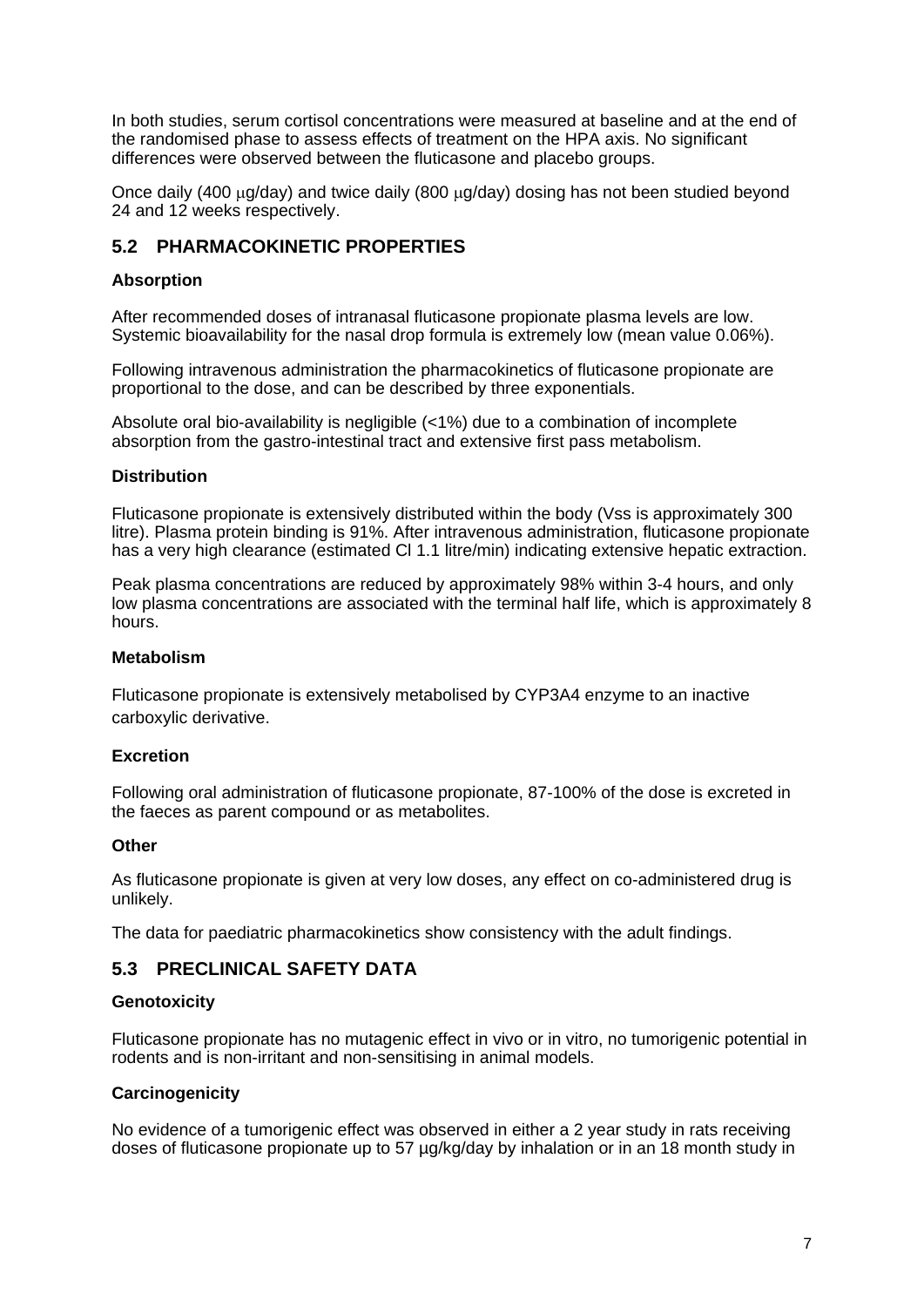In both studies, serum cortisol concentrations were measured at baseline and at the end of the randomised phase to assess effects of treatment on the HPA axis. No significant differences were observed between the fluticasone and placebo groups.

Once daily (400 μg/day) and twice daily (800 μg/day) dosing has not been studied beyond 24 and 12 weeks respectively.

## 5.2 PHARMACOKINETIC PROPERTIES

### Absorption

After recommended doses of intranasal fluticasone propionate plasma levels are low. Systemic bioavailability for the nasal drop formula is extremely low (mean value 0.06%).

Following intravenous administration the pharmacokinetics of fluticasone propionate are proportional to the dose, and can be described by three exponentials.

Absolute oral bio-availability is negligible (<1%) due to a combination of incomplete absorption from the gastro-intestinal tract and extensive first pass metabolism.

### Distribution

Fluticasone propionate is extensively distributed within the body (Vss is approximately 300 litre). Plasma protein binding is 91%. After intravenous administration, fluticasone propionate has a very high clearance (estimated Cl 1.1 litre/min) indicating extensive hepatic extraction.

Peak plasma concentrations are reduced by approximately 98% within 3-4 hours, and only low plasma concentrations are associated with the terminal half life, which is approximately 8 hours.

### Metabolism

Fluticasone propionate is extensively metabolised by CYP3A4 enzyme to an inactive carboxylic derivative.

### Excretion

Following oral administration of fluticasone propionate, 87-100% of the dose is excreted in the faeces as parent compound or as metabolites.

### Other

As fluticasone propionate is given at very low doses, any effect on co-administered drug is unlikely.

The data for paediatric pharmacokinetics show consistency with the adult findings.

## 5.3 PRECLINICAL SAFETY DATA

### Genotoxicity

Fluticasone propionate has no mutagenic effect in vivo or in vitro, no tumorigenic potential in rodents and is non-irritant and non-sensitising in animal models.

### Carcinogenicity

No evidence of a tumorigenic effect was observed in either a 2 year study in rats receiving doses of fluticasone propionate up to 57 µg/kg/day by inhalation or in an 18 month study in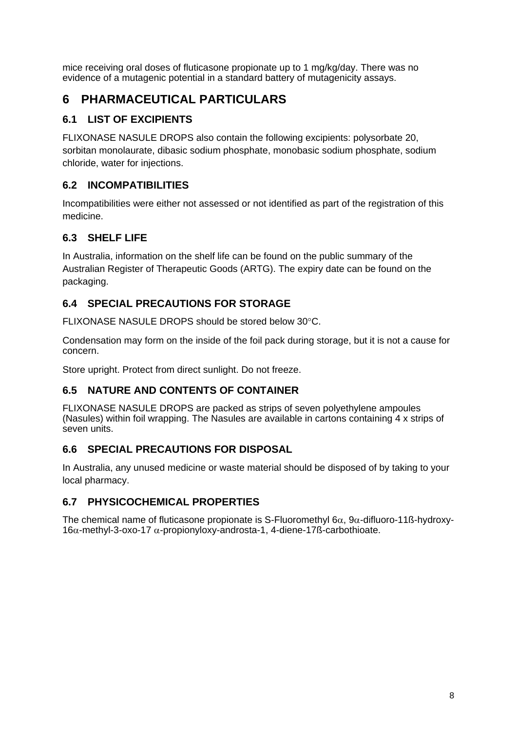mice receiving oral doses of fluticasone propionate up to 1 mg/kg/day. There was no evidence of a mutagenic potential in a standard battery of mutagenicity assays.

# 6 PHARMACEUTICAL PARTICULARS

## 6.1 LIST OF EXCIPIENTS

FLIXONASE NASULE DROPS also contain the following excipients: polysorbate 20, sorbitan monolaurate, dibasic sodium phosphate, monobasic sodium phosphate, sodium chloride, water for injections.

## 6.2 INCOMPATIBILITIES

Incompatibilities were either not assessed or not identified as part of the registration of this medicine.

## 6.3 SHELF LIFE

In Australia, information on the shelf life can be found on the public summary of the Australian Register of Therapeutic Goods (ARTG). The expiry date can be found on the packaging.

## 6.4 SPECIAL PRECAUTIONS FOR STORAGE

FLIXONASE NASULE DROPS should be stored below 30°C.

Condensation may form on the inside of the foil pack during storage, but it is not a cause for concern.

Store upright. Protect from direct sunlight. Do not freeze.

## 6.5 NATURE AND CONTENTS OF CONTAINER

FLIXONASE NASULE DROPS are packed as strips of seven polyethylene ampoules (Nasules) within foil wrapping. The Nasules are available in cartons containing 4 x strips of seven units.

## 6.6 SPECIAL PRECAUTIONS FOR DISPOSAL

In Australia, any unused medicine or waste material should be disposed of by taking to your local pharmacy.

## 6.7 PHYSICOCHEMICAL PROPERTIES

The chemical name of fluticasone propionate is S-Fluoromethyl 6α, 9α-difluoro-11ß-hydroxy-16α-methyl-3-oxo-17 α-propionyloxy-androsta-1, 4-diene-17ß-carbothioate.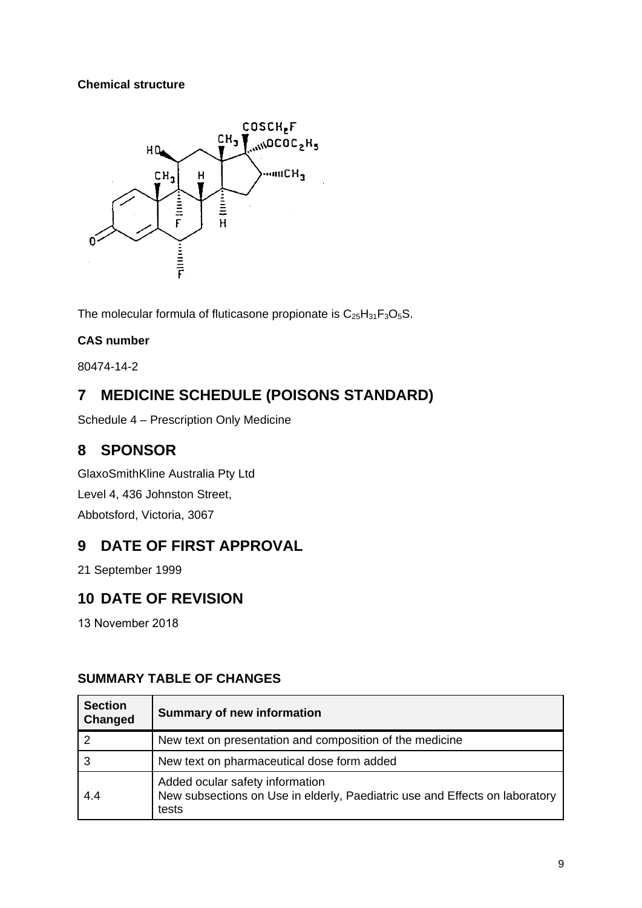**Chemical structure**

The molecular formula of fluticasone propionate is $C_{25}H_{31}F_3O_5S$.

**CAS number**

80474-14-2

## 7 MEDICINE SCHEDULE (POISONS STANDARD)

Schedule 4 – Prescription Only Medicine

## 8 SPONSOR

GlaxoSmithKline Australia Pty Ltd

Level 4, 436 Johnston Street,

Abbotsford, Victoria, 3067

## 9 DATE OF FIRST APPROVAL

21 September 1999

## 10 DATE OF REVISION

13 November 2018

### SUMMARY TABLE OF CHANGES

| Section Changed | Summary of new information |
|---|---|
| 2 | New text on presentation and composition of the medicine |
| 3 | New text on pharmaceutical dose form added |
| 4.4 | Added ocular safety information<br>New subsections on Use in elderly, Paediatric use and Effects on laboratory tests |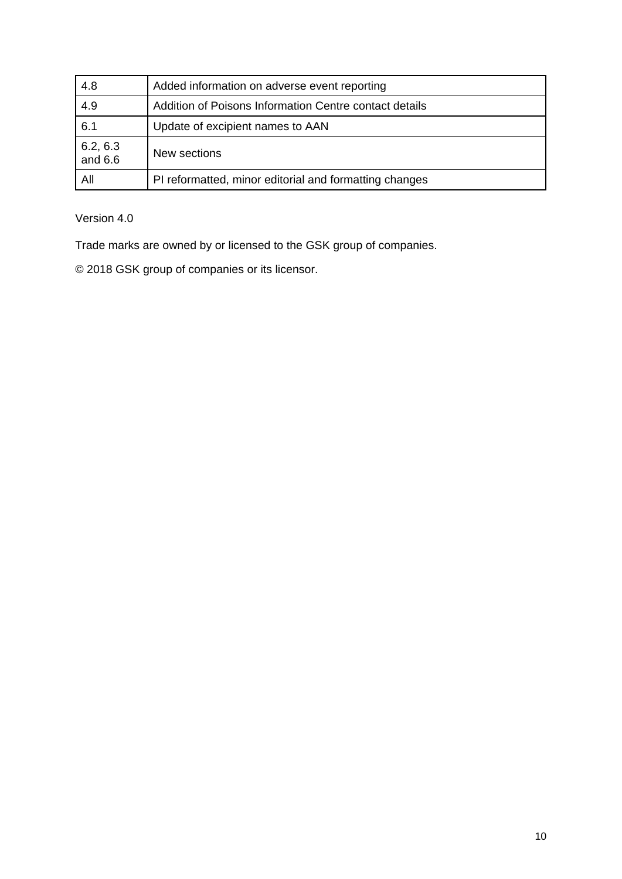| | |
|---|---|
| 4.8 | Added information on adverse event reporting |
| 4.9 | Addition of Poisons Information Centre contact details |
| 6.1 | Update of excipient names to AAN |
| 6.2, 6.3 and 6.6 | New sections |
| All | PI reformatted, minor editorial and formatting changes |

Version 4.0

Trade marks are owned by or licensed to the GSK group of companies.

© 2018 GSK group of companies or its licensor.